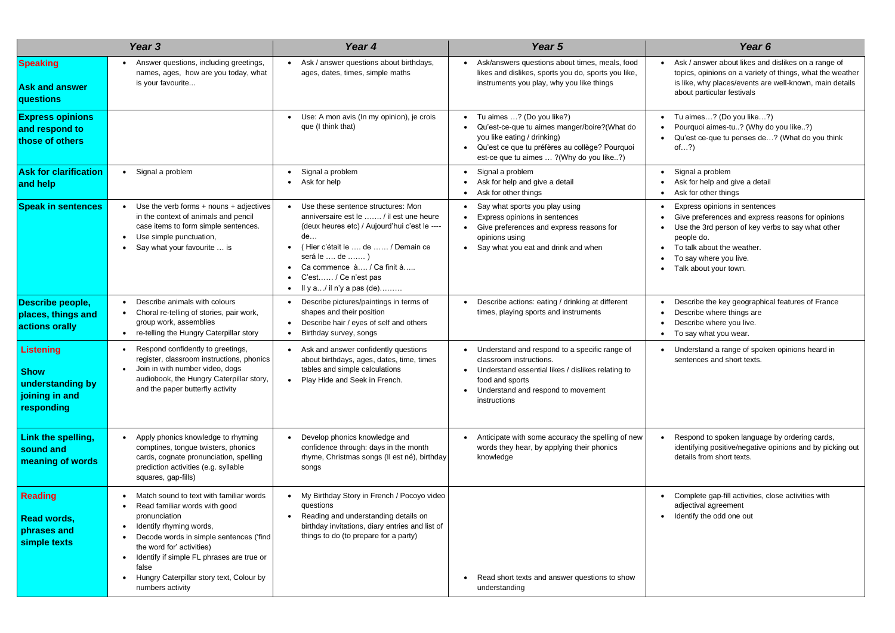| | Year 3 | Year 4 | Year 5 | Year 6 |
|---|---|---|---|---|
| **Speaking**<br><br>**Ask and answer questions** | • Answer questions, including greetings, names, ages, how are you today, what is your favourite... | • Ask / answer questions about birthdays, ages, dates, times, simple maths | • Ask/answers questions about times, meals, food likes and dislikes, sports you do, sports you like, instruments you play, why you like things | • Ask / answer about likes and dislikes on a range of topics, opinions on a variety of things, what the weather is like, why places/events are well-known, main details about particular festivals |
| **Express opinions and respond to those of others** | | • Use: A mon avis (In my opinion), je crois que (I think that) | • Tu aimes …? (Do you like?)<br>• Qu'est-ce-que tu aimes manger/boire?(What do you like eating / drinking)<br>• Qu'est ce que tu préfères au collège? Pourquoi est-ce que tu aimes … ?(Why do you like..?) | • Tu aimes…? (Do you like…?)<br>• Pourquoi aimes-tu..? (Why do you like..?)<br>• Qu'est ce-que tu penses de…? (What do you think of…?) |
| **Ask for clarification and help** | • Signal a problem | • Signal a problem<br>• Ask for help | • Signal a problem<br>• Ask for help and give a detail<br>• Ask for other things | • Signal a problem<br>• Ask for help and give a detail<br>• Ask for other things |
| **Speak in sentences** | • Use the verb forms + nouns + adjectives in the context of animals and pencil case items to form simple sentences.<br>• Use simple punctuation,<br>• Say what your favourite … is | • Use these sentence structures: Mon anniversaire est le ……. / il est une heure (deux heures etc) / Aujourd'hui c'est le ---- de…<br>• ( Hier c'était le …. de …… / Demain ce será le …. de ……. )<br>• Ca commence à…. / Ca finit à…..<br>• C'est…… / Ce n'est pas<br>• Il y a…/ il n'y a pas (de)……… | • Say what sports you play using<br>• Express opinions in sentences<br>• Give preferences and express reasons for opinions using<br>• Say what you eat and drink and when | • Express opinions in sentences<br>• Give preferences and express reasons for opinions<br>• Use the 3rd person of key verbs to say what other people do.<br>• To talk about the weather.<br>• To say where you live.<br>• Talk about your town. |
| **Describe people, places, things and actions orally** | • Describe animals with colours<br>• Choral re-telling of stories, pair work, group work, assemblies<br>• re-telling the Hungry Caterpillar story | • Describe pictures/paintings in terms of shapes and their position<br>• Describe hair / eyes of self and others<br>• Birthday survey, songs | • Describe actions: eating / drinking at different times, playing sports and instruments | • Describe the key geographical features of France<br>• Describe where things are<br>• Describe where you live.<br>• To say what you wear. |
| **Listening**<br><br>**Show understanding by joining in and responding** | • Respond confidently to greetings, register, classroom instructions, phonics<br>• Join in with number video, dogs audiobook, the Hungry Caterpillar story, and the paper butterfly activity | • Ask and answer confidently questions about birthdays, ages, dates, time, times tables and simple calculations<br>• Play Hide and Seek in French. | • Understand and respond to a specific range of classroom instructions.<br>• Understand essential likes / dislikes relating to food and sports<br>• Understand and respond to movement instructions | • Understand a range of spoken opinions heard in sentences and short texts. |
| **Link the spelling, sound and meaning of words** | • Apply phonics knowledge to rhyming comptines, tongue twisters, phonics cards, cognate pronunciation, spelling prediction activities (e.g. syllable squares, gap-fills) | • Develop phonics knowledge and confidence through: days in the month rhyme, Christmas songs (Il est né), birthday songs | • Anticipate with some accuracy the spelling of new words they hear, by applying their phonics knowledge | • Respond to spoken language by ordering cards, identifying positive/negative opinions and by picking out details from short texts. |
| **Reading**<br><br>**Read words, phrases and simple texts** | • Match sound to text with familiar words<br>• Read familiar words with good pronunciation<br>• Identify rhyming words,<br>• Decode words in simple sentences ('find the word for' activities)<br>• Identify if simple FL phrases are true or false<br>• Hungry Caterpillar story text, Colour by numbers activity | • My Birthday Story in French / Pocoyo video questions<br>• Reading and understanding details on birthday invitations, diary entries and list of things to do (to prepare for a party) | • Read short texts and answer questions to show understanding | • Complete gap-fill activities, close activities with adjectival agreement<br>• Identify the odd one out |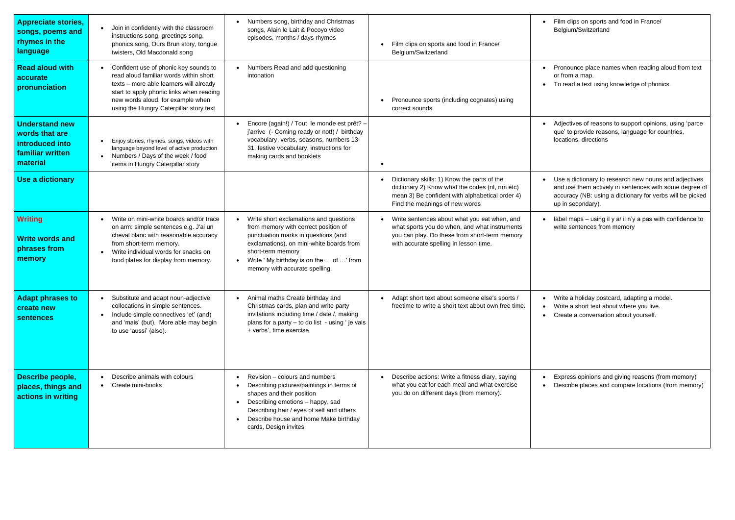| | | | | |
|---|---|---|---|---|
| **Appreciate stories, songs, poems and rhymes in the language** | • Join in confidently with the classroom instructions song, greetings song, phonics song, Ours Brun story, tongue twisters, Old Macdonald song | • Numbers song, birthday and Christmas songs, Alain le Lait & Pocoyo video episodes, months / days rhymes | • Film clips on sports and food in France/ Belgium/Switzerland | • Film clips on sports and food in France/ Belgium/Switzerland |
| **Read aloud with accurate pronunciation** | • Confident use of phonic key sounds to read aloud familiar words within short texts – more able learners will already start to apply phonic links when reading new words aloud, for example when using the Hungry Caterpillar story text | • Numbers Read and add questioning intonation | • Pronounce sports (including cognates) using correct sounds | • Pronounce place names when reading aloud from text or from a map.<br>• To read a text using knowledge of phonics. |
| **Understand new words that are introduced into familiar written material** | • Enjoy stories, rhymes, songs, videos with language beyond level of active production<br>• Numbers / Days of the week / food items in Hungry Caterpillar story | • Encore (again!) / Tout le monde est prêt? – j'arrive (- Coming ready or not!) / birthday vocabulary, verbs, seasons, numbers 13-31, festive vocabulary, instructions for making cards and booklets | • | • Adjectives of reasons to support opinions, using 'parce que' to provide reasons, language for countries, locations, directions |
| **Use a dictionary** | | | • Dictionary skills: 1) Know the parts of the dictionary 2) Know what the codes (nf, nm etc) mean 3) Be confident with alphabetical order 4) Find the meanings of new words | • Use a dictionary to research new nouns and adjectives and use them actively in sentences with some degree of accuracy (NB: using a dictionary for verbs will be picked up in secondary). |
| **Writing**<br><br>**Write words and phrases from memory** | • Write on mini-white boards and/or trace on arm: simple sentences e.g. J'ai un cheval blanc with reasonable accuracy from short-term memory.<br>• Write individual words for snacks on food plates for display from memory. | • Write short exclamations and questions from memory with correct position of punctuation marks in questions (and exclamations), on mini-white boards from short-term memory<br>• Write ' My birthday is on the … of …' from memory with accurate spelling. | • Write sentences about what you eat when, and what sports you do when, and what instruments you can play. Do these from short-term memory with accurate spelling in lesson time. | • label maps – using il y a/ il n'y a pas with confidence to write sentences from memory |
| **Adapt phrases to create new sentences** | • Substitute and adapt noun-adjective collocations in simple sentences.<br>• Include simple connectives 'et' (and) and 'mais' (but). More able may begin to use 'aussi' (also). | • Animal maths Create birthday and Christmas cards, plan and write party invitations including time / date /, making plans for a party – to do list - using ' je vais + verbs', time exercise | • Adapt short text about someone else's sports / freetime to write a short text about own free time. | • Write a holiday postcard, adapting a model.<br>• Write a short text about where you live.<br>• Create a conversation about yourself. |
| **Describe people, places, things and actions in writing** | • Describe animals with colours<br>• Create mini-books | • Revision – colours and numbers<br>• Describing pictures/paintings in terms of shapes and their position<br>• Describing emotions – happy, sad Describing hair / eyes of self and others<br>• Describe house and home Make birthday cards, Design invites, | • Describe actions: Write a fitness diary, saying what you eat for each meal and what exercise you do on different days (from memory). | • Express opinions and giving reasons (from memory)<br>• Describe places and compare locations (from memory) |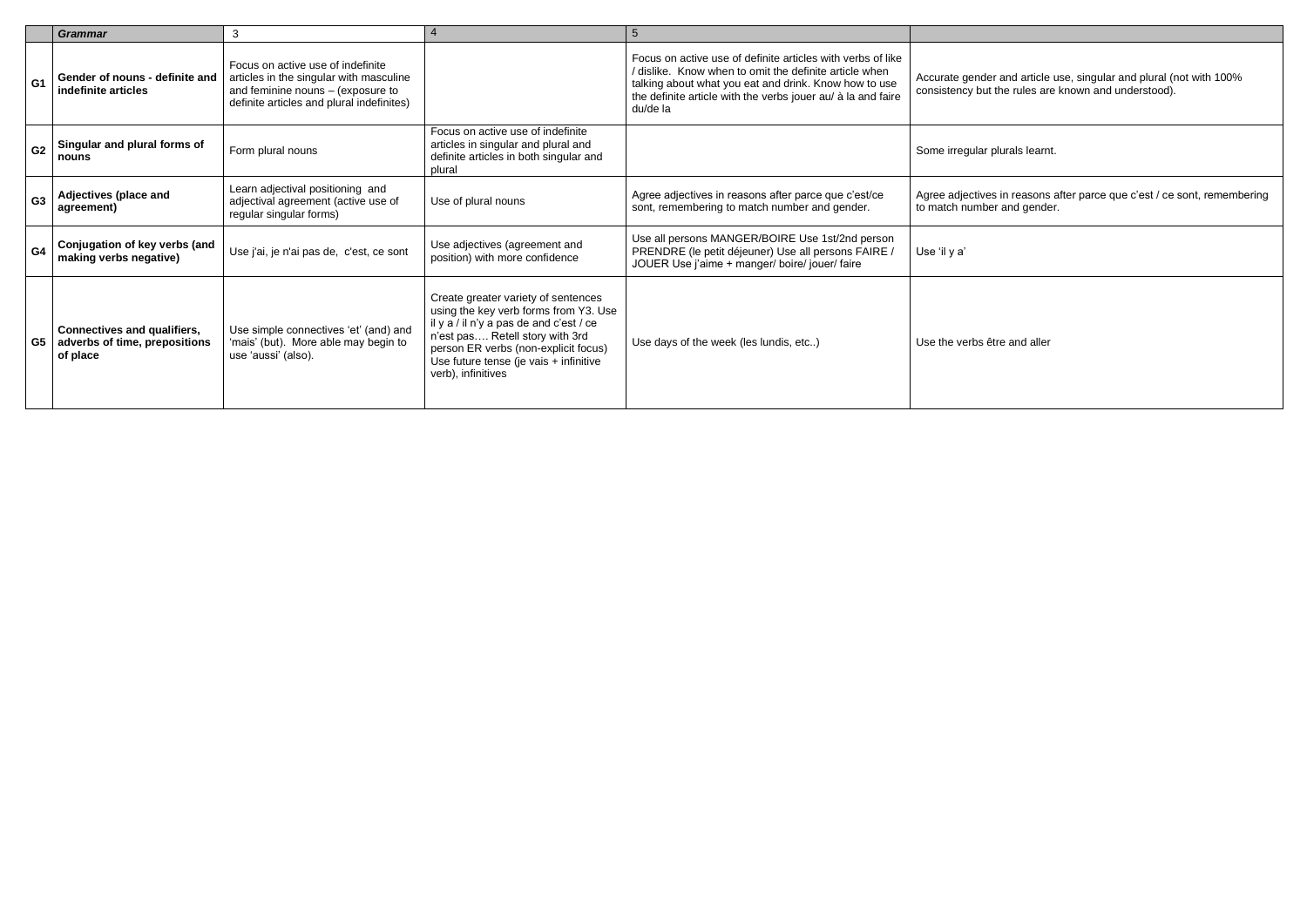| | *Grammar* | 3 | 4 | 5 | |
|---|---|---|---|---|---|
| **G1** | **Gender of nouns - definite and indefinite articles** | Focus on active use of indefinite articles in the singular with masculine and feminine nouns – (exposure to definite articles and plural indefinites) | | Focus on active use of definite articles with verbs of like / dislike. Know when to omit the definite article when talking about what you eat and drink. Know how to use the definite article with the verbs jouer au/ à la and faire du/de la | Accurate gender and article use, singular and plural (not with 100% consistency but the rules are known and understood). |
| **G2** | **Singular and plural forms of nouns** | Form plural nouns | Focus on active use of indefinite articles in singular and plural and definite articles in both singular and plural | | Some irregular plurals learnt. |
| **G3** | **Adjectives (place and agreement)** | Learn adjectival positioning and adjectival agreement (active use of regular singular forms) | Use of plural nouns | Agree adjectives in reasons after parce que c'est/ce sont, remembering to match number and gender. | Agree adjectives in reasons after parce que c'est / ce sont, remembering to match number and gender. |
| **G4** | **Conjugation of key verbs (and making verbs negative)** | Use j'ai, je n'ai pas de, c'est, ce sont | Use adjectives (agreement and position) with more confidence | Use all persons MANGER/BOIRE Use 1st/2nd person PRENDRE (le petit déjeuner) Use all persons FAIRE / JOUER Use j'aime + manger/ boire/ jouer/ faire | Use 'il y a' |
| **G5** | **Connectives and qualifiers, adverbs of time, prepositions of place** | Use simple connectives 'et' (and) and 'mais' (but). More able may begin to use 'aussi' (also). | Create greater variety of sentences using the key verb forms from Y3. Use il y a / il n'y a pas de and c'est / ce n'est pas…. Retell story with 3rd person ER verbs (non-explicit focus) Use future tense (je vais + infinitive verb), infinitives | Use days of the week (les lundis, etc..) | Use the verbs être and aller |